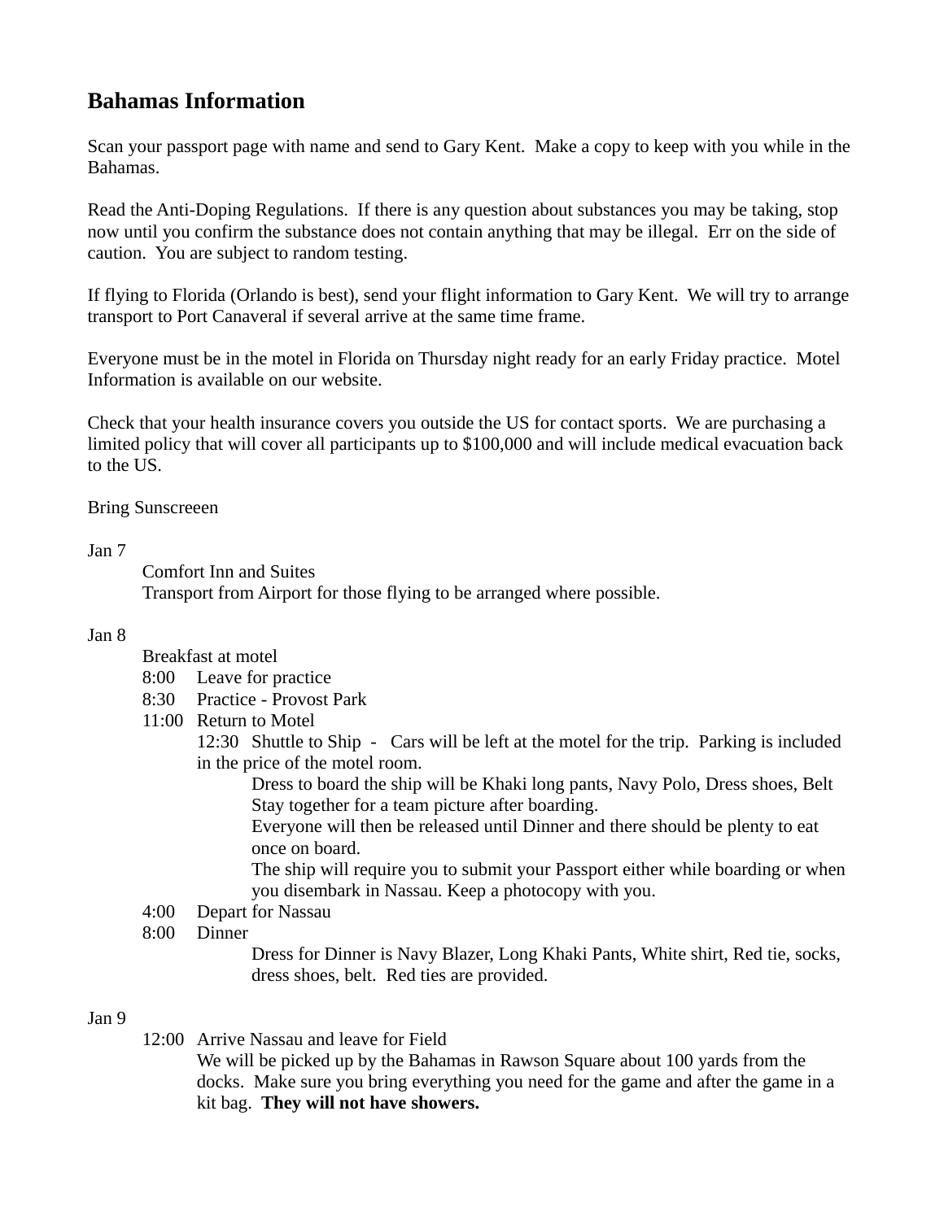## Bahamas Information

Scan your passport page with name and send to Gary Kent. Make a copy to keep with you while in the Bahamas.

Read the Anti-Doping Regulations. If there is any question about substances you may be taking, stop now until you confirm the substance does not contain anything that may be illegal. Err on the side of caution. You are subject to random testing.

If flying to Florida (Orlando is best), send your flight information to Gary Kent. We will try to arrange transport to Port Canaveral if several arrive at the same time frame.

Everyone must be in the motel in Florida on Thursday night ready for an early Friday practice. Motel Information is available on our website.

Check that your health insurance covers you outside the US for contact sports. We are purchasing a limited policy that will cover all participants up to $100,000 and will include medical evacuation back to the US.

Bring Sunscreeen

Jan 7

- Comfort Inn and Suites
- Transport from Airport for those flying to be arranged where possible.

Jan 8

- Breakfast at motel
- 8:00 Leave for practice
- 8:30 Practice - Provost Park
- 11:00 Return to Motel
  - 12:30 Shuttle to Ship - Cars will be left at the motel for the trip. Parking is included in the price of the motel room.
    - Dress to board the ship will be Khaki long pants, Navy Polo, Dress shoes, Belt
    - Stay together for a team picture after boarding.
    - Everyone will then be released until Dinner and there should be plenty to eat once on board.
    - The ship will require you to submit your Passport either while boarding or when you disembark in Nassau. Keep a photocopy with you.
- 4:00 Depart for Nassau
- 8:00 Dinner
  - Dress for Dinner is Navy Blazer, Long Khaki Pants, White shirt, Red tie, socks, dress shoes, belt. Red ties are provided.

Jan 9

- 12:00 Arrive Nassau and leave for Field
  - We will be picked up by the Bahamas in Rawson Square about 100 yards from the docks. Make sure you bring everything you need for the game and after the game in a kit bag. **They will not have showers.**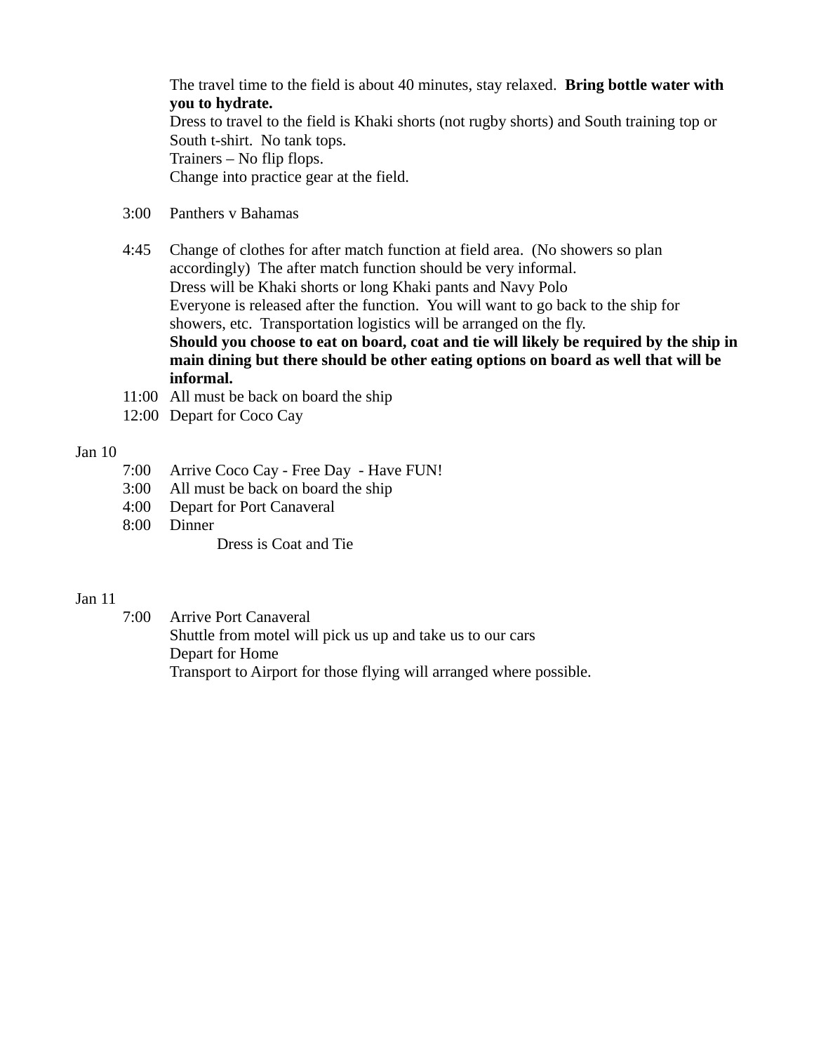The travel time to the field is about 40 minutes, stay relaxed. **Bring bottle water with you to hydrate.**
Dress to travel to the field is Khaki shorts (not rugby shorts) and South training top or South t-shirt. No tank tops.
Trainers – No flip flops.
Change into practice gear at the field.

3:00 Panthers v Bahamas

4:45 Change of clothes for after match function at field area. (No showers so plan accordingly) The after match function should be very informal.
Dress will be Khaki shorts or long Khaki pants and Navy Polo
Everyone is released after the function. You will want to go back to the ship for showers, etc. Transportation logistics will be arranged on the fly.
**Should you choose to eat on board, coat and tie will likely be required by the ship in main dining but there should be other eating options on board as well that will be informal.**

11:00 All must be back on board the ship
12:00 Depart for Coco Cay

Jan 10

7:00 Arrive Coco Cay - Free Day - Have FUN!
3:00 All must be back on board the ship
4:00 Depart for Port Canaveral
8:00 Dinner
Dress is Coat and Tie

Jan 11

7:00 Arrive Port Canaveral
Shuttle from motel will pick us up and take us to our cars
Depart for Home
Transport to Airport for those flying will arranged where possible.